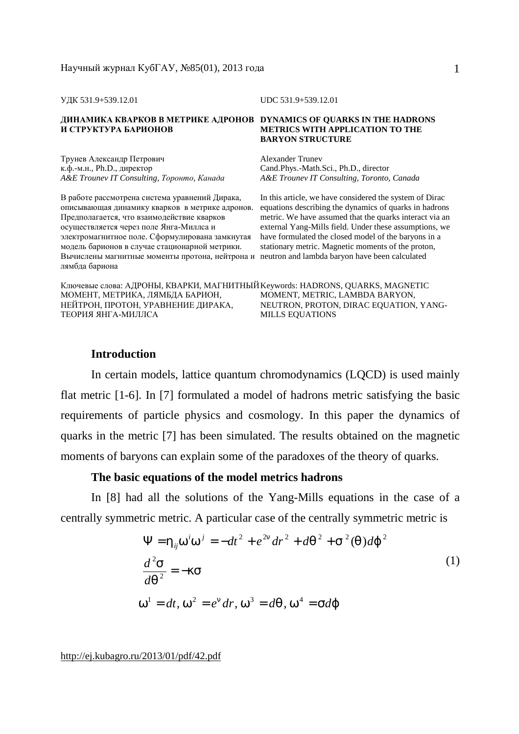УДК 531.9+539.12.01

UDC 531.9+539.12.01

**ДИНАМИКА КВАРКОВ В МЕТРИКЕ АДРОНОВ И СТРУКТУРА БАРИОНОВ**

**DYNAMICS OF QUARKS IN THE HADRONS METRICS WITH APPLICATION TO THE BARYON STRUCTURE**

Трунев Александр Петрович  
к.ф.-м.н., Ph.D., директор  
*A&E Trounev IT Consulting, Торонто, Канада*

Alexander Trunev  
Cand.Phys.-Math.Sci., Ph.D., director  
*A&E Trounev IT Consulting, Toronto, Canada*

В работе рассмотрена система уравнений Дирака, описывающая динамику кварков в метрике адронов. Предполагается, что взаимодействие кварков осуществляется через поле Янга-Миллса и электромагнитное поле. Сформулирована замкнутая модель барионов в случае стационарной метрики. Вычислены магнитные моменты протона, нейтрона и лямбда бариона

In this article, we have considered the system of Dirac equations describing the dynamics of quarks in hadrons metric. We have assumed that the quarks interact via an external Yang-Mills field. Under these assumptions, we have formulated the closed model of the baryons in a stationary metric. Magnetic moments of the proton, neutron and lambda baryon have been calculated

Ключевые слова: АДРОНЫ, КВАРКИ, МАГНИТНЫЙ МОМЕНТ, МЕТРИКА, ЛЯМБДА БАРИОН, НЕЙТРОН, ПРОТОН, УРАВНЕНИЕ ДИРАКА, ТЕОРИЯ ЯНГА-МИЛЛСА

Keywords: HADRONS, QUARKS, MAGNETIC MOMENT, METRIC, LAMBDA BARYON, NEUTRON, PROTON, DIRAC EQUATION, YANG-MILLS EQUATIONS

## Introduction

In certain models, lattice quantum chromodynamics (LQCD) is used mainly flat metric [1-6]. In [7] formulated a model of hadrons metric satisfying the basic requirements of particle physics and cosmology. In this paper the dynamics of quarks in the metric [7] has been simulated. The results obtained on the magnetic moments of baryons can explain some of the paradoxes of the theory of quarks.

## The basic equations of the model metrics hadrons

In [8] had all the solutions of the Yang-Mills equations in the case of a centrally symmetric metric. A particular case of the centrally symmetric metric is

$$
\begin{gathered}
\Psi = \eta_{ij}\omega^i\omega^j = -dt^2 + e^{2\nu}dr^2 + d\theta^2 + \sigma^2(\theta)d\varphi^2 \\
\frac{d^2\sigma}{d\theta^2} = -\kappa\sigma \\
\omega^1 = dt,\ \omega^2 = e^{\nu}dr,\ \omega^3 = d\theta,\ \omega^4 = \sigma d\varphi
\end{gathered}
\tag{1}
$$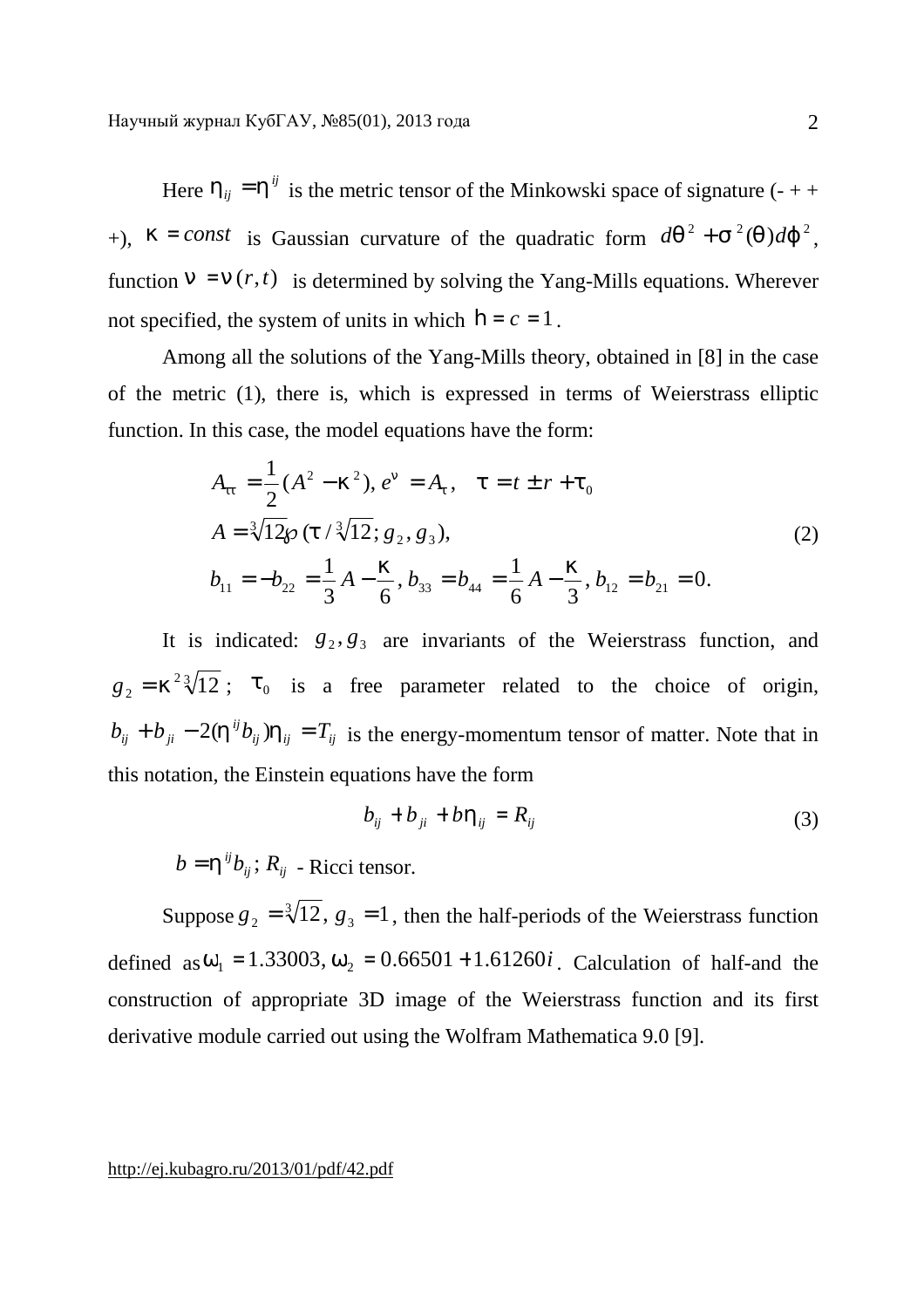Here $\eta_{ij} = \eta^{ij}$ is the metric tensor of the Minkowski space of signature (- + + +), $\kappa = const$ is Gaussian curvature of the quadratic form $d\theta^2 + \sigma^2(\theta)d\varphi^2$, function $\nu = \nu(r,t)$ is determined by solving the Yang-Mills equations. Wherever not specified, the system of units in which $\hbar = c = 1$.

Among all the solutions of the Yang-Mills theory, obtained in [8] in the case of the metric (1), there is, which is expressed in terms of Weierstrass elliptic function. In this case, the model equations have the form:

$$
\begin{aligned}
&A_{\tau\tau} = \frac{1}{2}(A^2 - \kappa^2),\ e^{\nu} = A_{\tau},\quad \tau = t \pm r + \tau_0 \\
&A = \sqrt[3]{12}\wp(\tau/\sqrt[3]{12}; g_2, g_3), \\
&b_{11} = -b_{22} = \frac{1}{3}A - \frac{\kappa}{6},\ b_{33} = b_{44} = \frac{1}{6}A - \frac{\kappa}{3},\ b_{12} = b_{21} = 0.
\end{aligned} \tag{2}
$$

It is indicated: $g_2, g_3$ are invariants of the Weierstrass function, and $g_2 = \kappa^2\sqrt[3]{12}$; $\tau_0$ is a free parameter related to the choice of origin, $b_{ij} + b_{ji} - 2(\eta^{ij}b_{ij})\eta_{ij} = T_{ij}$ is the energy-momentum tensor of matter. Note that in this notation, the Einstein equations have the form

$$
b_{ij} + b_{ji} + b\eta_{ij} = R_{ij} \tag{3}
$$

$b = \eta^{ij}b_{ij}$; $R_{ij}$ - Ricci tensor.

Suppose $g_2 = \sqrt[3]{12}$, $g_3 = 1$, then the half-periods of the Weierstrass function defined as $\omega_1 = 1.33003$, $\omega_2 = 0.66501 + 1.61260i$. Calculation of half-and the construction of appropriate 3D image of the Weierstrass function and its first derivative module carried out using the Wolfram Mathematica 9.0 [9].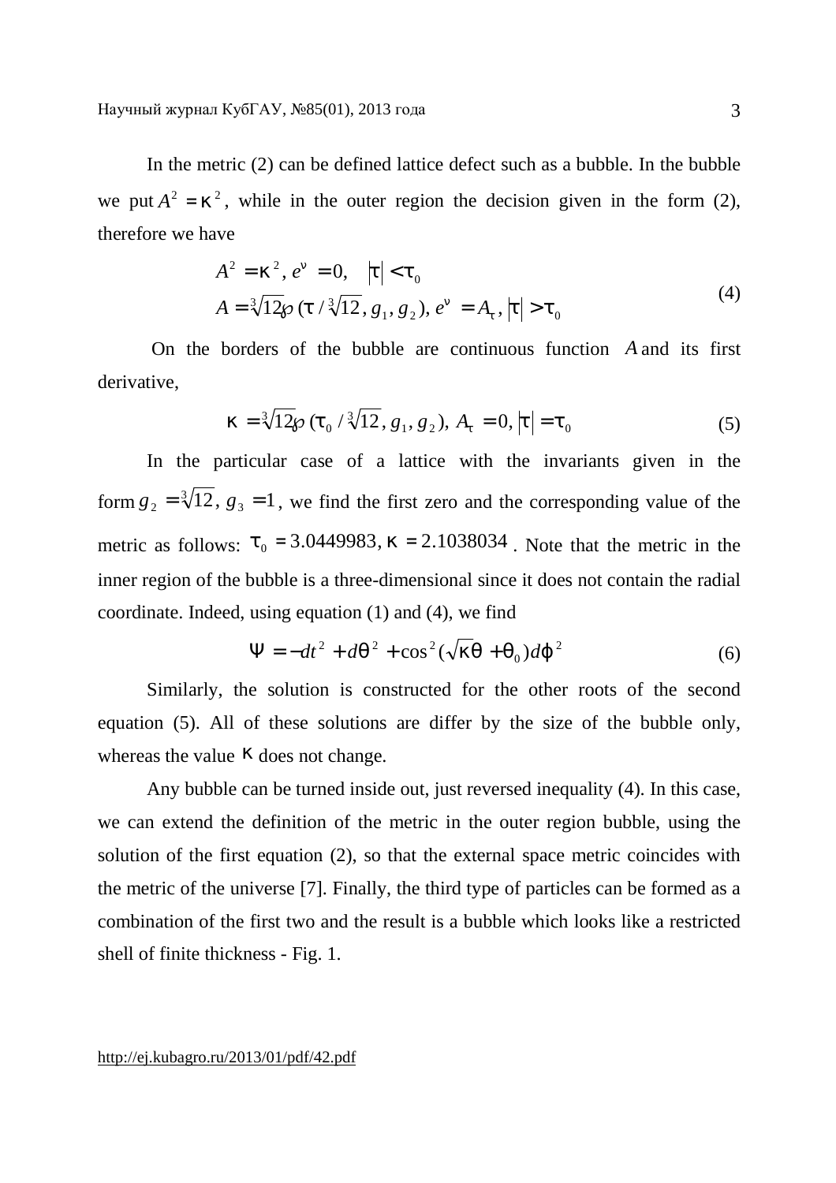In the metric (2) can be defined lattice defect such as a bubble. In the bubble we put $A^2 = \kappa^2$, while in the outer region the decision given in the form (2), therefore we have

$$
\begin{aligned}
&A^2 = \kappa^2, e^{\nu} = 0, \quad |\tau| < \tau_0 \\
&A = \sqrt[3]{12}\wp(\tau / \sqrt[3]{12}, g_1, g_2), e^{\nu} = A_{\tau}, |\tau| > \tau_0
\end{aligned}
\tag{4}
$$

On the borders of the bubble are continuous function $A$ and its first derivative,

$$
\kappa = \sqrt[3]{12}\wp(\tau_0 / \sqrt[3]{12}, g_1, g_2), A_{\tau} = 0, |\tau| = \tau_0 \tag{5}
$$

In the particular case of a lattice with the invariants given in the form $g_2 = \sqrt[3]{12}, g_3 = 1$, we find the first zero and the corresponding value of the metric as follows: $\tau_0 = 3.0449983, \kappa = 2.1038034$. Note that the metric in the inner region of the bubble is a three-dimensional since it does not contain the radial coordinate. Indeed, using equation (1) and (4), we find

$$
\Psi = -dt^2 + d\theta^2 + \cos^2(\sqrt{\kappa}\theta + \theta_0)d\varphi^2 \tag{6}
$$

Similarly, the solution is constructed for the other roots of the second equation (5). All of these solutions are differ by the size of the bubble only, whereas the value $\kappa$ does not change.

Any bubble can be turned inside out, just reversed inequality (4). In this case, we can extend the definition of the metric in the outer region bubble, using the solution of the first equation (2), so that the external space metric coincides with the metric of the universe [7]. Finally, the third type of particles can be formed as a combination of the first two and the result is a bubble which looks like a restricted shell of finite thickness - Fig. 1.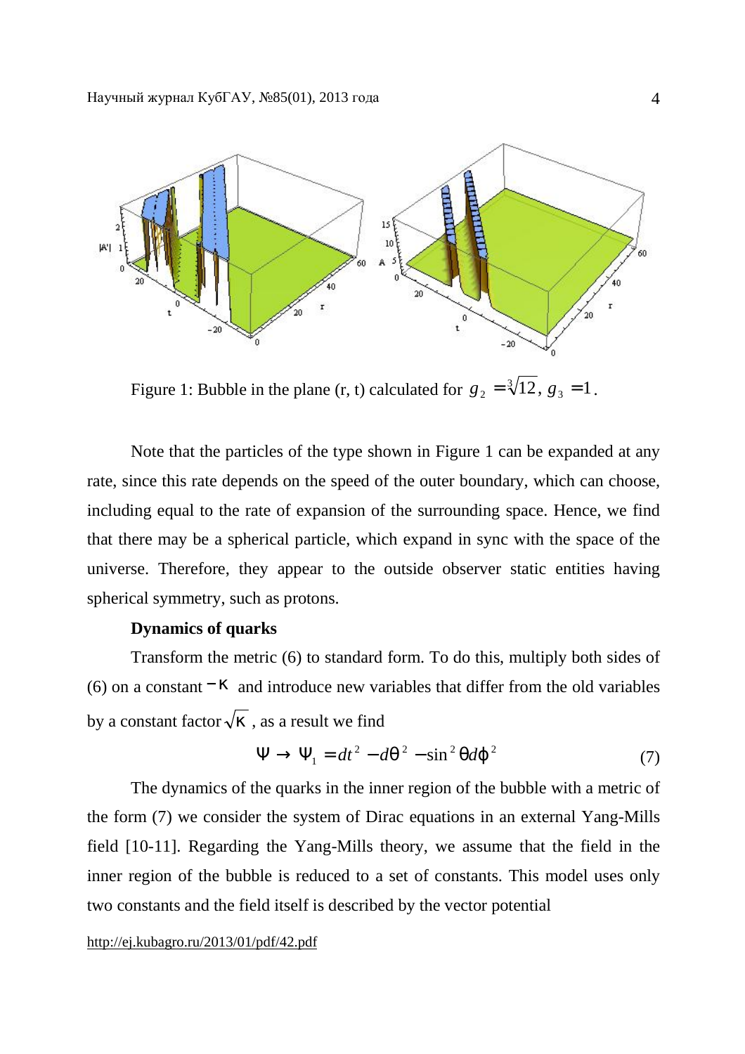Figure 1: Bubble in the plane (r, t) calculated for $g_2 = \sqrt[3]{12}$, $g_3 = 1$.

Note that the particles of the type shown in Figure 1 can be expanded at any rate, since this rate depends on the speed of the outer boundary, which can choose, including equal to the rate of expansion of the surrounding space. Hence, we find that there may be a spherical particle, which expand in sync with the space of the universe. Therefore, they appear to the outside observer static entities having spherical symmetry, such as protons.

**Dynamics of quarks**

Transform the metric (6) to standard form. To do this, multiply both sides of (6) on a constant $-\kappa$ and introduce new variables that differ from the old variables by a constant factor $\sqrt{\kappa}$, as a result we find

$$\Psi \rightarrow \Psi_1 = dt^2 - d\theta^2 - \sin^2\theta d\varphi^2 \tag{7}$$

The dynamics of the quarks in the inner region of the bubble with a metric of the form (7) we consider the system of Dirac equations in an external Yang-Mills field [10-11]. Regarding the Yang-Mills theory, we assume that the field in the inner region of the bubble is reduced to a set of constants. This model uses only two constants and the field itself is described by the vector potential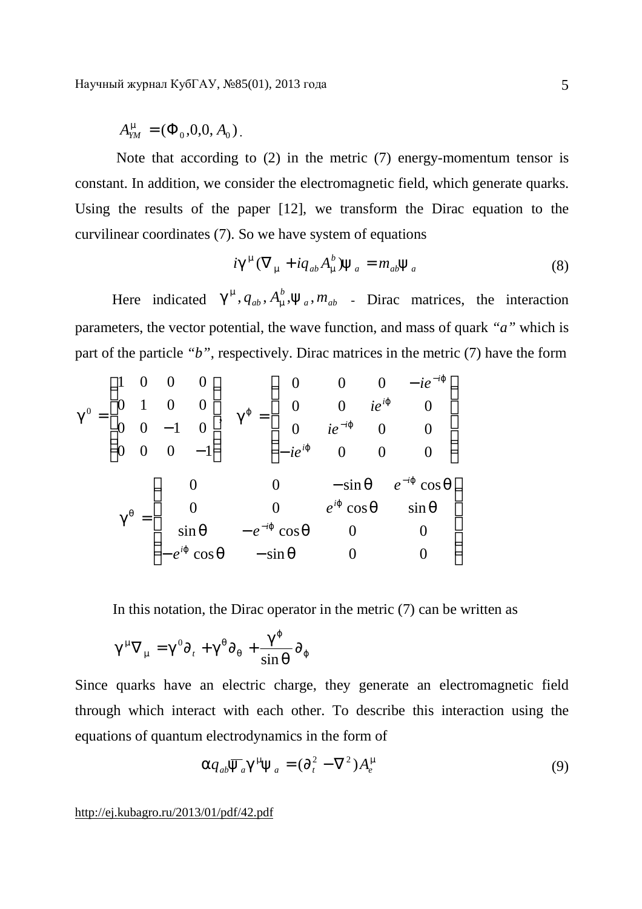$$A^{\mu}_{YM} = (\Phi_0, 0, 0, A_0).$$

Note that according to (2) in the metric (7) energy-momentum tensor is constant. In addition, we consider the electromagnetic field, which generate quarks. Using the results of the paper [12], we transform the Dirac equation to the curvilinear coordinates (7). So we have system of equations

$$i\gamma^{\mu}(\nabla_{\mu} + iq_{ab}A^{b}_{\mu})\psi_a = m_{ab}\psi_a \tag{8}$$

Here indicated $\gamma^{\mu}, q_{ab}, A^{b}_{\mu}, \psi_a, m_{ab}$ - Dirac matrices, the interaction parameters, the vector potential, the wave function, and mass of quark *"a"* which is part of the particle *"b"*, respectively. Dirac matrices in the metric (7) have the form

$$\gamma^0 = \begin{pmatrix} 1 & 0 & 0 & 0 \\ 0 & 1 & 0 & 0 \\ 0 & 0 & -1 & 0 \\ 0 & 0 & 0 & -1 \end{pmatrix}, \quad \gamma^{\phi} = \begin{pmatrix} 0 & 0 & 0 & -ie^{-i\phi} \\ 0 & 0 & ie^{i\phi} & 0 \\ 0 & ie^{-i\phi} & 0 & 0 \\ -ie^{i\phi} & 0 & 0 & 0 \end{pmatrix}$$

$$\gamma^{\theta} = \begin{pmatrix} 0 & 0 & -\sin\theta & e^{-i\phi}\cos\theta \\ 0 & 0 & e^{i\phi}\cos\theta & \sin\theta \\ \sin\theta & -e^{-i\phi}\cos\theta & 0 & 0 \\ -e^{i\phi}\cos\theta & -\sin\theta & 0 & 0 \end{pmatrix}$$

In this notation, the Dirac operator in the metric (7) can be written as

$$\gamma^{\mu}\nabla_{\mu} = \gamma^0\partial_t + \gamma^{\theta}\partial_{\theta} + \frac{\gamma^{\phi}}{\sin\theta}\partial_{\phi}$$

Since quarks have an electric charge, they generate an electromagnetic field through which interact with each other. To describe this interaction using the equations of quantum electrodynamics in the form of

$$\alpha q_{ab}\bar{\psi}_a\gamma^{\mu}\psi_a = (\partial_t^2 - \nabla^2)A^{\mu}_e \tag{9}$$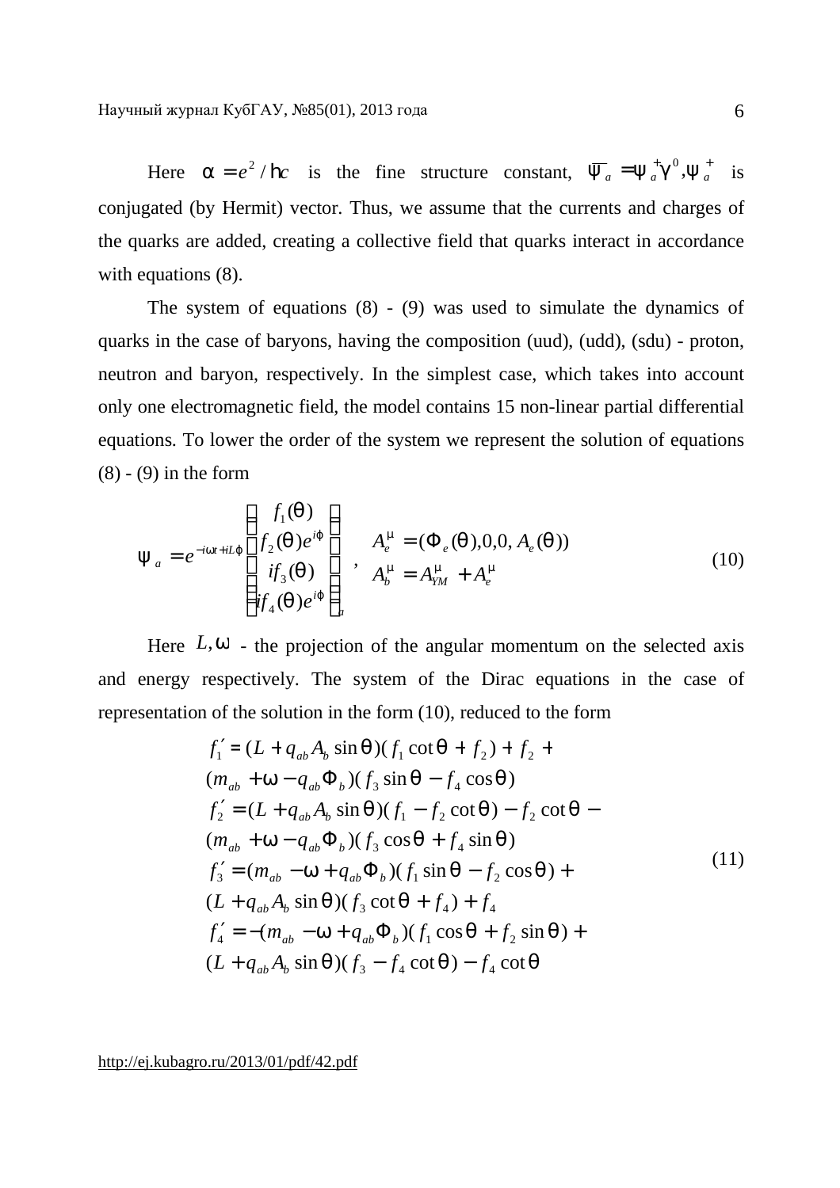Here $\alpha = e^2/\hbar c$ is the fine structure constant, $\bar{\psi}_a = \psi_a^+ \gamma^0, \psi_a^+$ is conjugated (by Hermit) vector. Thus, we assume that the currents and charges of the quarks are added, creating a collective field that quarks interact in accordance with equations (8).

The system of equations (8) - (9) was used to simulate the dynamics of quarks in the case of baryons, having the composition (uud), (udd), (sdu) - proton, neutron and baryon, respectively. In the simplest case, which takes into account only one electromagnetic field, the model contains 15 non-linear partial differential equations. To lower the order of the system we represent the solution of equations (8) - (9) in the form

$$\psi_a = e^{-i\omega t + iL\varphi} \begin{pmatrix} f_1(\theta) \\ f_2(\theta) e^{i\varphi} \\ i f_3(\theta) \\ i f_4(\theta) e^{i\varphi} \end{pmatrix}_a, \quad \begin{array}{l} A_e^\mu = (\Phi_e(\theta), 0, 0, A_e(\theta)) \\ A_b^\mu = A_{YM}^\mu + A_e^\mu \end{array} \tag{10}$$

Here $L, \omega$ - the projection of the angular momentum on the selected axis and energy respectively. The system of the Dirac equations in the case of representation of the solution in the form (10), reduced to the form

$$\begin{aligned}
& f_1' = (L + q_{ab} A_b \sin\theta)(f_1 \cot\theta + f_2) + f_2 + \\
& (m_{ab} + \omega - q_{ab}\Phi_b)(f_3 \sin\theta - f_4 \cos\theta) \\
& f_2' = (L + q_{ab} A_b \sin\theta)(f_1 - f_2 \cot\theta) - f_2 \cot\theta - \\
& (m_{ab} + \omega - q_{ab}\Phi_b)(f_3 \cos\theta + f_4 \sin\theta) \\
& f_3' = (m_{ab} - \omega + q_{ab}\Phi_b)(f_1 \sin\theta - f_2 \cos\theta) + \\
& (L + q_{ab} A_b \sin\theta)(f_3 \cot\theta + f_4) + f_4 \\
& f_4' = -(m_{ab} - \omega + q_{ab}\Phi_b)(f_1 \cos\theta + f_2 \sin\theta) + \\
& (L + q_{ab} A_b \sin\theta)(f_3 - f_4 \cot\theta) - f_4 \cot\theta
\end{aligned} \tag{11}$$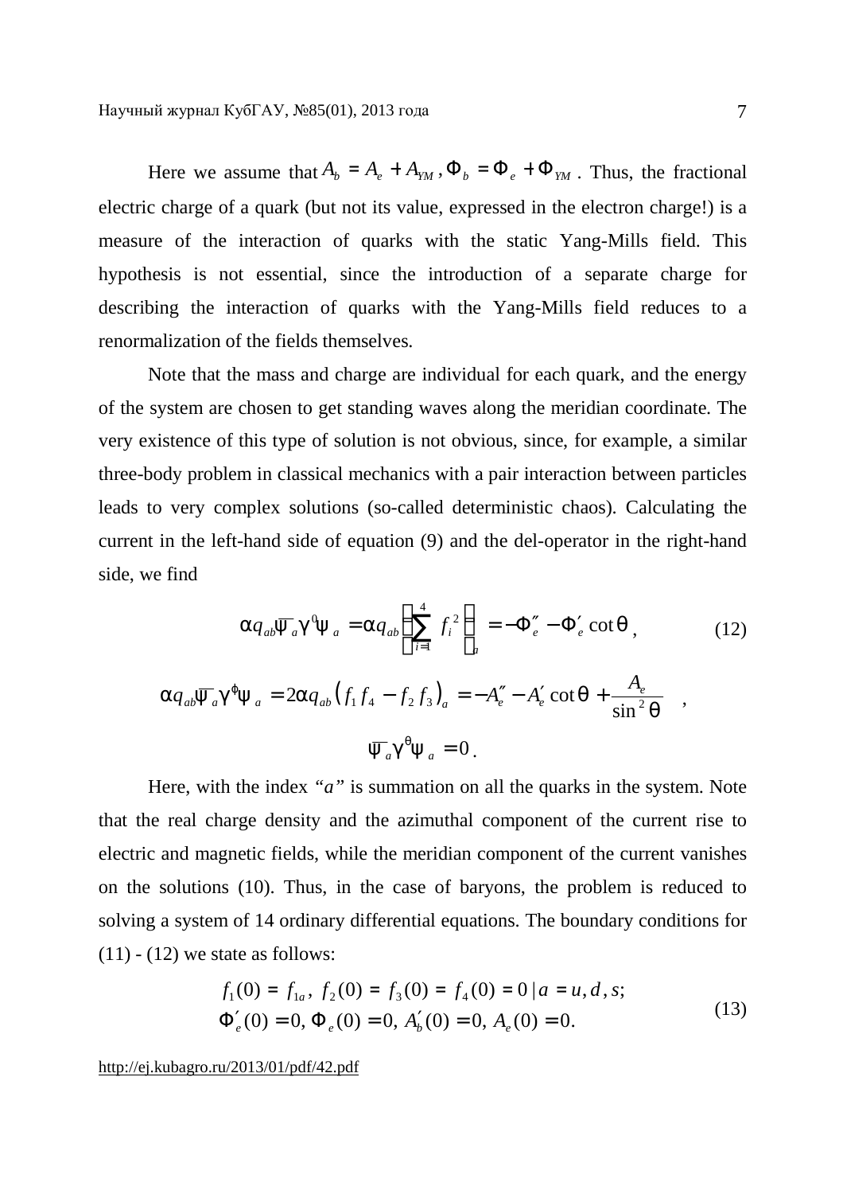Here we assume that $A_b = A_e + A_{YM}$, $\Phi_b = \Phi_e + \Phi_{YM}$. Thus, the fractional electric charge of a quark (but not its value, expressed in the electron charge!) is a measure of the interaction of quarks with the static Yang-Mills field. This hypothesis is not essential, since the introduction of a separate charge for describing the interaction of quarks with the Yang-Mills field reduces to a renormalization of the fields themselves.

Note that the mass and charge are individual for each quark, and the energy of the system are chosen to get standing waves along the meridian coordinate. The very existence of this type of solution is not obvious, since, for example, a similar three-body problem in classical mechanics with a pair interaction between particles leads to very complex solutions (so-called deterministic chaos). Calculating the current in the left-hand side of equation (9) and the del-operator in the right-hand side, we find

$$\alpha q_{ab}\bar{\psi}_a\gamma^0\psi_a = \alpha q_{ab}\left(\sum_{i=1}^{4} f_i^2\right)_a = -\Phi_e'' - \Phi_e'\cot\theta, \tag{12}$$

$$\alpha q_{ab}\bar{\psi}_a\gamma^\phi\psi_a = 2\alpha q_{ab}\left(f_1 f_4 - f_2 f_3\right)_a = -A_e'' - A_e'\cot\theta + \frac{A_e}{\sin^2\theta},$$

$$\bar{\psi}_a\gamma^\theta\psi_a = 0.$$

Here, with the index *"a"* is summation on all the quarks in the system. Note that the real charge density and the azimuthal component of the current rise to electric and magnetic fields, while the meridian component of the current vanishes on the solutions (10). Thus, in the case of baryons, the problem is reduced to solving a system of 14 ordinary differential equations. The boundary conditions for (11) - (12) we state as follows:

$$\begin{aligned} &f_1(0) = f_{1a},\ f_2(0) = f_3(0) = f_4(0) = 0\,|\,a = u, d, s; \\ &\Phi_e'(0) = 0,\ \Phi_e(0) = 0,\ A_b'(0) = 0,\ A_e(0) = 0. \end{aligned} \tag{13}$$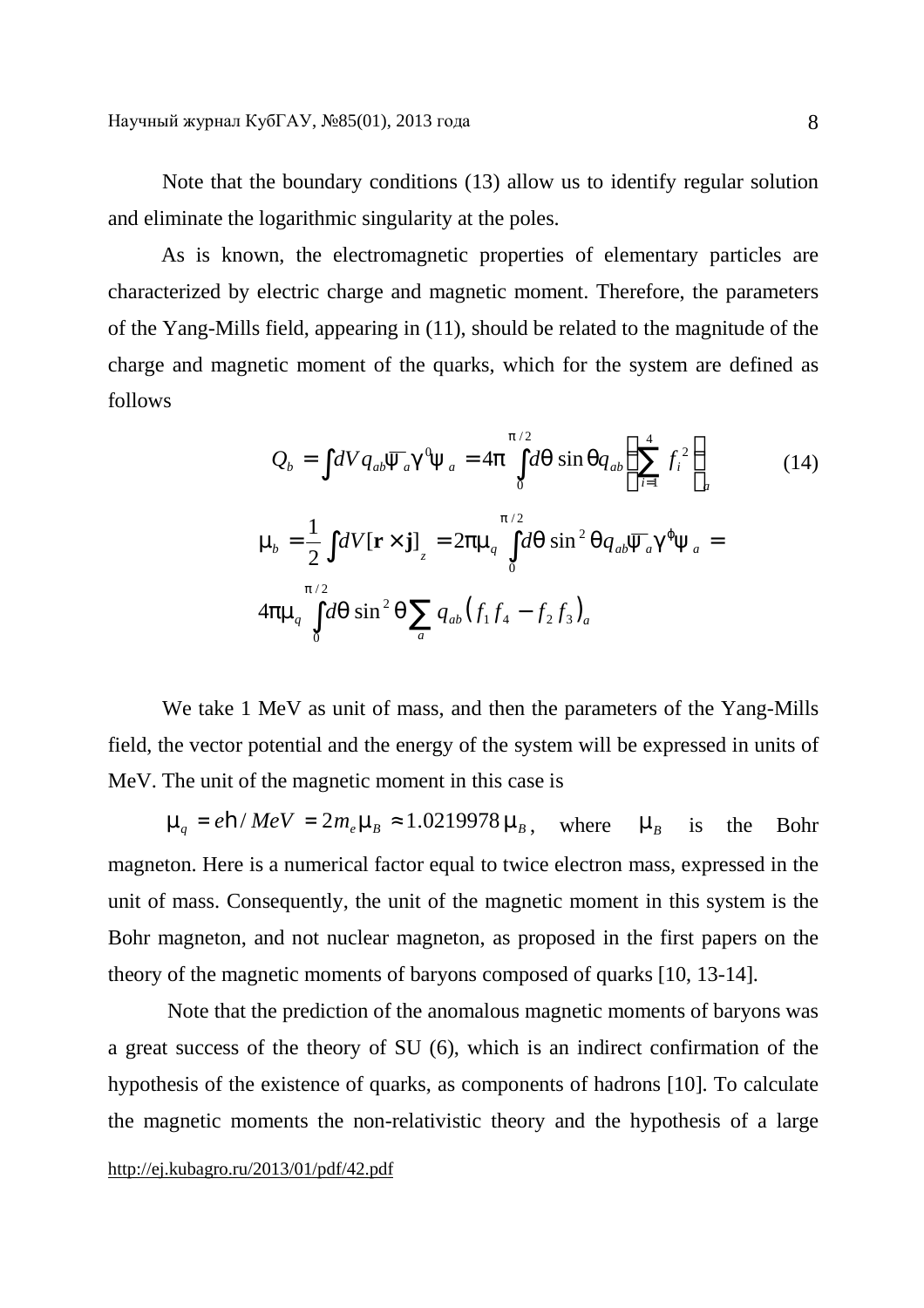Note that the boundary conditions (13) allow us to identify regular solution and eliminate the logarithmic singularity at the poles.

As is known, the electromagnetic properties of elementary particles are characterized by electric charge and magnetic moment. Therefore, the parameters of the Yang-Mills field, appearing in (11), should be related to the magnitude of the charge and magnetic moment of the quarks, which for the system are defined as follows

$$Q_b = \int dV q_{ab} \overline{\psi}_a \gamma^0 \psi_a = 4\pi \int_0^{\pi/2} d\theta \sin\theta q_{ab} \left( \sum_{i=1}^{4} f_i^2 \right)_a \tag{14}$$

$$\mu_b = \frac{1}{2} \int dV [\mathbf{r} \times \mathbf{j}]_z = 2\pi\mu_q \int_0^{\pi/2} d\theta \sin^2\theta q_{ab} \overline{\psi}_a \gamma^\varphi \psi_a =$$

$$4\pi\mu_q \int_0^{\pi/2} d\theta \sin^2\theta \sum_a q_{ab} \left( f_1 f_4 - f_2 f_3 \right)_a$$

We take 1 MeV as unit of mass, and then the parameters of the Yang-Mills field, the vector potential and the energy of the system will be expressed in units of MeV. The unit of the magnetic moment in this case is

$\mu_q = e\hbar / MeV = 2m_e \mu_B \approx 1.0219978\,\mu_B$, where $\mu_B$ is the Bohr magneton. Here is a numerical factor equal to twice electron mass, expressed in the unit of mass. Consequently, the unit of the magnetic moment in this system is the Bohr magneton, and not nuclear magneton, as proposed in the first papers on the theory of the magnetic moments of baryons composed of quarks [10, 13-14].

Note that the prediction of the anomalous magnetic moments of baryons was a great success of the theory of SU (6), which is an indirect confirmation of the hypothesis of the existence of quarks, as components of hadrons [10]. To calculate the magnetic moments the non-relativistic theory and the hypothesis of a large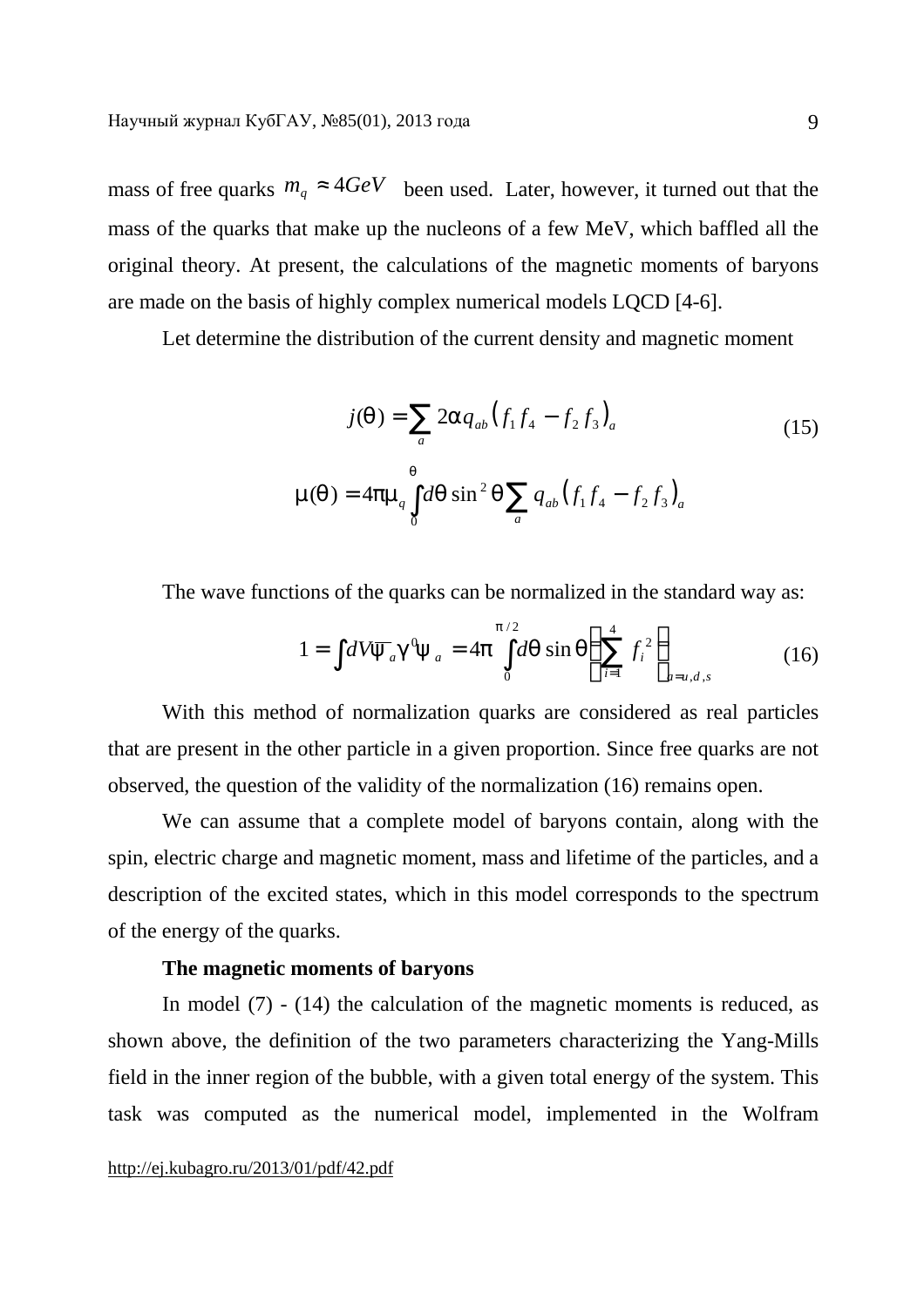mass of free quarks $m_q \approx 4GeV$ been used. Later, however, it turned out that the mass of the quarks that make up the nucleons of a few MeV, which baffled all the original theory. At present, the calculations of the magnetic moments of baryons are made on the basis of highly complex numerical models LQCD [4-6].

Let determine the distribution of the current density and magnetic moment

$$j(\theta) = \sum_a 2\alpha q_{ab} \left( f_1 f_4 - f_2 f_3 \right)_a \tag{15}$$

$$\mu(\theta) = 4\pi\mu_q \int_0^\theta d\theta \sin^2\theta \sum_a q_{ab} \left( f_1 f_4 - f_2 f_3 \right)_a$$

The wave functions of the quarks can be normalized in the standard way as:

$$1 = \int dV \bar{\psi}_a \gamma^0 \psi_a = 4\pi \int_0^{\pi/2} d\theta \sin\theta \left( \sum_{i=1}^4 f_i^2 \right)_{a=u,d,s} \tag{16}$$

With this method of normalization quarks are considered as real particles that are present in the other particle in a given proportion. Since free quarks are not observed, the question of the validity of the normalization (16) remains open.

We can assume that a complete model of baryons contain, along with the spin, electric charge and magnetic moment, mass and lifetime of the particles, and a description of the excited states, which in this model corresponds to the spectrum of the energy of the quarks.

**The magnetic moments of baryons**

In model (7) - (14) the calculation of the magnetic moments is reduced, as shown above, the definition of the two parameters characterizing the Yang-Mills field in the inner region of the bubble, with a given total energy of the system. This task was computed as the numerical model, implemented in the Wolfram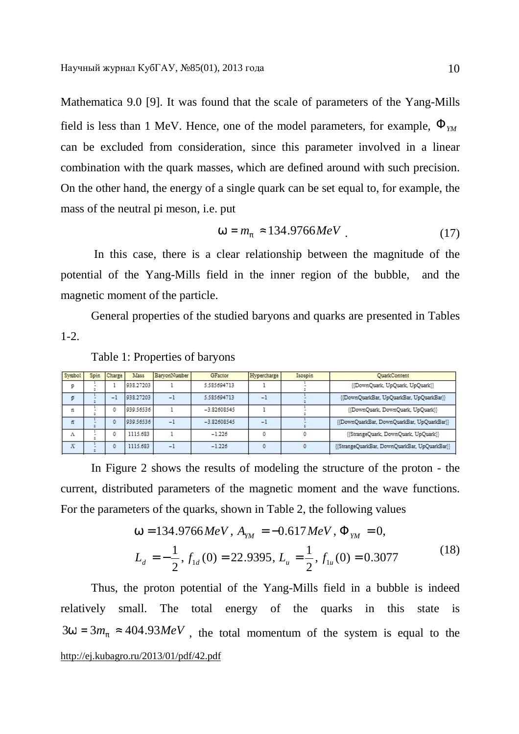Mathematica 9.0 [9]. It was found that the scale of parameters of the Yang-Mills field is less than 1 MeV. Hence, one of the model parameters, for example, $\Phi_{YM}$ can be excluded from consideration, since this parameter involved in a linear combination with the quark masses, which are defined around with such precision. On the other hand, the energy of a single quark can be set equal to, for example, the mass of the neutral pi meson, i.e. put

$$\omega = m_\pi \approx 134.9766 MeV \quad (17)$$

In this case, there is a clear relationship between the magnitude of the potential of the Yang-Mills field in the inner region of the bubble, and the magnetic moment of the particle.

General properties of the studied baryons and quarks are presented in Tables 1-2.

Table 1: Properties of baryons

| Symbol | Spin | Charge | Mass | BaryonNumber | GFactor | Hypercharge | Isospin | QuarkContent |
|---|---|---|---|---|---|---|---|---|
| p | $\frac{1}{2}$ | 1 | 938.27203 | 1 | 5.585694713 | 1 | $\frac{1}{2}$ | {{DownQuark, UpQuark, UpQuark}} |
| $\bar{p}$ | $\frac{1}{2}$ | −1 | 938.27203 | −1 | 5.585694713 | −1 | $\frac{1}{2}$ | {{DownQuarkBar, UpQuarkBar, UpQuarkBar}} |
| n | $\frac{1}{2}$ | 0 | 939.56536 | 1 | −3.82608545 | 1 | $\frac{1}{2}$ | {{DownQuark, DownQuark, UpQuark}} |
| $\bar{n}$ | $\frac{1}{2}$ | 0 | 939.56536 | −1 | −3.82608545 | −1 | $\frac{1}{2}$ | {{DownQuarkBar, DownQuarkBar, UpQuarkBar}} |
| Λ | $\frac{1}{2}$ | 0 | 1115.683 | 1 | −1.226 | 0 | 0 | {{StrangeQuark, DownQuark, UpQuark}} |
| $\bar{\Lambda}$ | $\frac{1}{2}$ | 0 | 1115.683 | −1 | −1.226 | 0 | 0 | {{StrangeQuarkBar, DownQuarkBar, UpQuarkBar}} |

In Figure 2 shows the results of modeling the structure of the proton - the current, distributed parameters of the magnetic moment and the wave functions. For the parameters of the quarks, shown in Table 2, the following values

$$\begin{gathered}\omega = 134.9766 MeV,\ A_{YM} = -0.617 MeV,\ \Phi_{YM} = 0, \\ L_d = -\frac{1}{2},\ f_{1d}(0) = 22.9395,\ L_u = \frac{1}{2},\ f_{1u}(0) = 0.3077\end{gathered} \quad (18)$$

Thus, the proton potential of the Yang-Mills field in a bubble is indeed relatively small. The total energy of the quarks in this state is $3\omega = 3m_\pi \approx 404.93 MeV$, the total momentum of the system is equal to the

http://ej.kubagro.ru/2013/01/pdf/42.pdf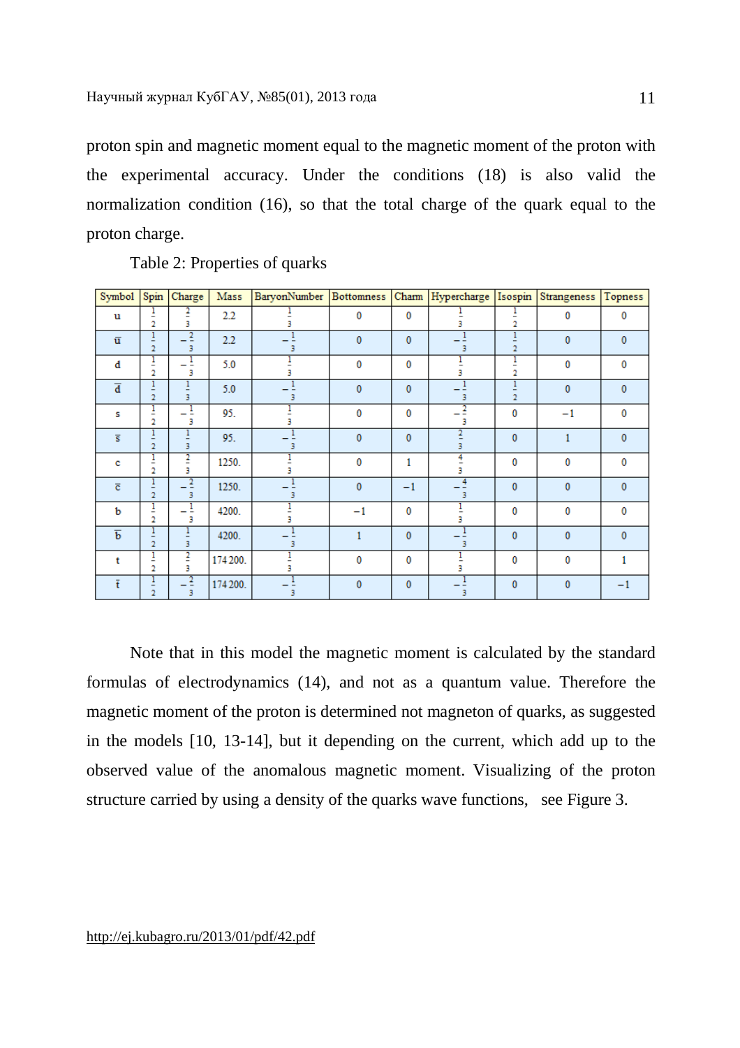proton spin and magnetic moment equal to the magnetic moment of the proton with the experimental accuracy. Under the conditions (18) is also valid the normalization condition (16), so that the total charge of the quark equal to the proton charge.

Table 2: Properties of quarks

| Symbol | Spin | Charge | Mass | BaryonNumber | Bottomness | Charm | Hypercharge | Isospin | Strangeness | Topness |
|---|---|---|---|---|---|---|---|---|---|---|
| u | $\frac{1}{2}$ | $\frac{2}{3}$ | 2.2 | $\frac{1}{3}$ | 0 | 0 | $\frac{1}{3}$ | $\frac{1}{2}$ | 0 | 0 |
| $\bar{u}$ | $\frac{1}{2}$ | $-\frac{2}{3}$ | 2.2 | $-\frac{1}{3}$ | 0 | 0 | $-\frac{1}{3}$ | $\frac{1}{2}$ | 0 | 0 |
| d | $\frac{1}{2}$ | $-\frac{1}{3}$ | 5.0 | $\frac{1}{3}$ | 0 | 0 | $\frac{1}{3}$ | $\frac{1}{2}$ | 0 | 0 |
| $\bar{d}$ | $\frac{1}{2}$ | $\frac{1}{3}$ | 5.0 | $-\frac{1}{3}$ | 0 | 0 | $-\frac{1}{3}$ | $\frac{1}{2}$ | 0 | 0 |
| s | $\frac{1}{2}$ | $-\frac{1}{3}$ | 95. | $\frac{1}{3}$ | 0 | 0 | $-\frac{2}{3}$ | 0 | $-1$ | 0 |
| $\bar{s}$ | $\frac{1}{2}$ | $\frac{1}{3}$ | 95. | $-\frac{1}{3}$ | 0 | 0 | $\frac{2}{3}$ | 0 | 1 | 0 |
| c | $\frac{1}{2}$ | $\frac{2}{3}$ | 1250. | $\frac{1}{3}$ | 0 | 1 | $\frac{4}{3}$ | 0 | 0 | 0 |
| $\bar{c}$ | $\frac{1}{2}$ | $-\frac{2}{3}$ | 1250. | $-\frac{1}{3}$ | 0 | $-1$ | $-\frac{4}{3}$ | 0 | 0 | 0 |
| b | $\frac{1}{2}$ | $-\frac{1}{3}$ | 4200. | $\frac{1}{3}$ | $-1$ | 0 | $\frac{1}{3}$ | 0 | 0 | 0 |
| $\bar{b}$ | $\frac{1}{2}$ | $\frac{1}{3}$ | 4200. | $-\frac{1}{3}$ | 1 | 0 | $-\frac{1}{3}$ | 0 | 0 | 0 |
| t | $\frac{1}{2}$ | $\frac{2}{3}$ | 174 200. | $\frac{1}{3}$ | 0 | 0 | $\frac{1}{3}$ | 0 | 0 | 1 |
| $\bar{t}$ | $\frac{1}{2}$ | $-\frac{2}{3}$ | 174 200. | $-\frac{1}{3}$ | 0 | 0 | $-\frac{1}{3}$ | 0 | 0 | $-1$ |

Note that in this model the magnetic moment is calculated by the standard formulas of electrodynamics (14), and not as a quantum value. Therefore the magnetic moment of the proton is determined not magneton of quarks, as suggested in the models [10, 13-14], but it depending on the current, which add up to the observed value of the anomalous magnetic moment. Visualizing of the proton structure carried by using a density of the quarks wave functions, see Figure 3.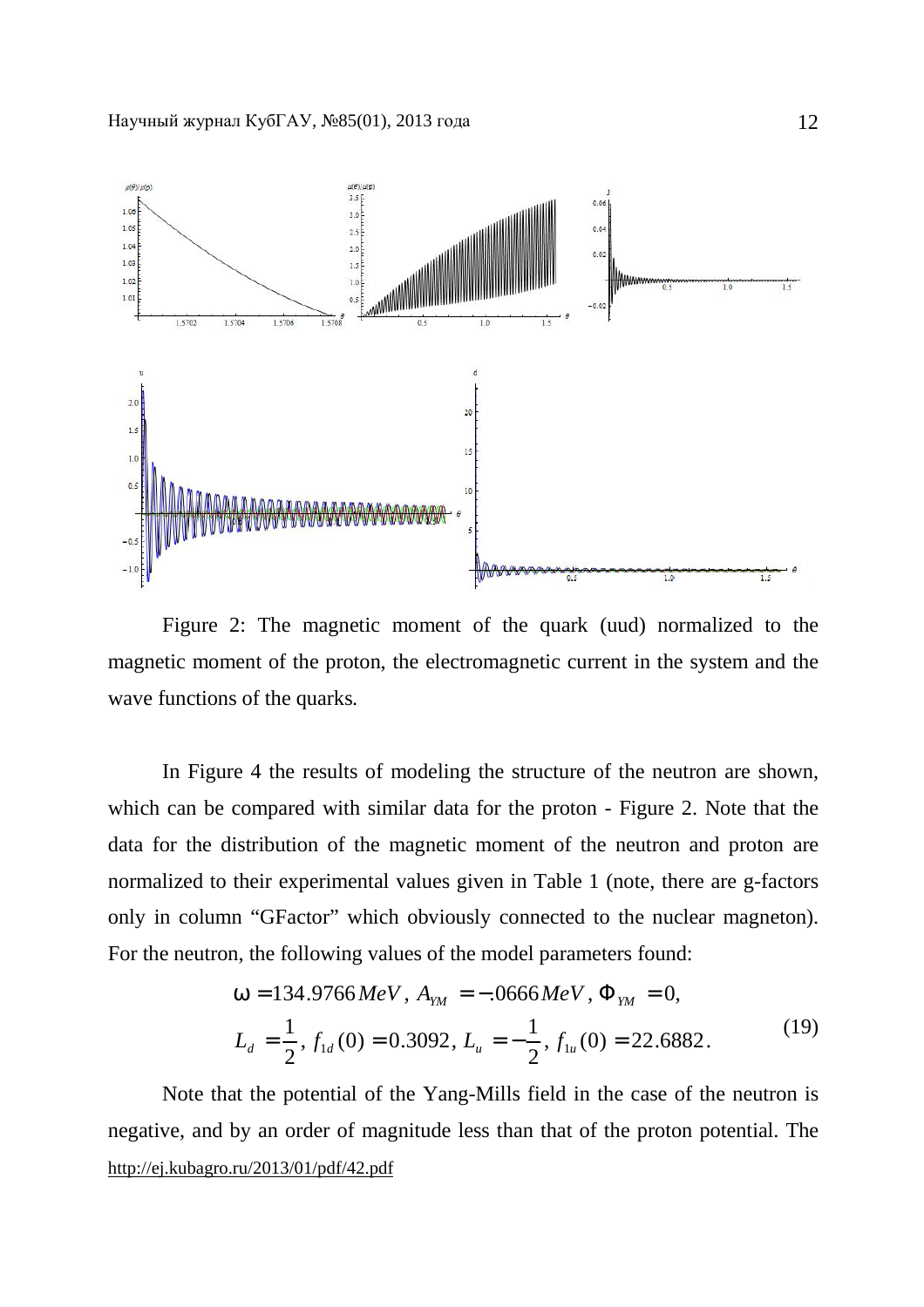Figure 2: The magnetic moment of the quark (uud) normalized to the magnetic moment of the proton, the electromagnetic current in the system and the wave functions of the quarks.

In Figure 4 the results of modeling the structure of the neutron are shown, which can be compared with similar data for the proton - Figure 2. Note that the data for the distribution of the magnetic moment of the neutron and proton are normalized to their experimental values given in Table 1 (note, there are g-factors only in column "GFactor" which obviously connected to the nuclear magneton). For the neutron, the following values of the model parameters found:

$$
\begin{aligned}
&\omega = 134.9766\,MeV,\ A_{YM} = -.0666\,MeV,\ \Phi_{YM} = 0, \\
&L_d = \frac{1}{2},\ f_{1d}(0) = 0.3092,\ L_u = -\frac{1}{2},\ f_{1u}(0) = 22.6882.
\end{aligned}
\tag{19}
$$

Note that the potential of the Yang-Mills field in the case of the neutron is negative, and by an order of magnitude less than that of the proton potential. The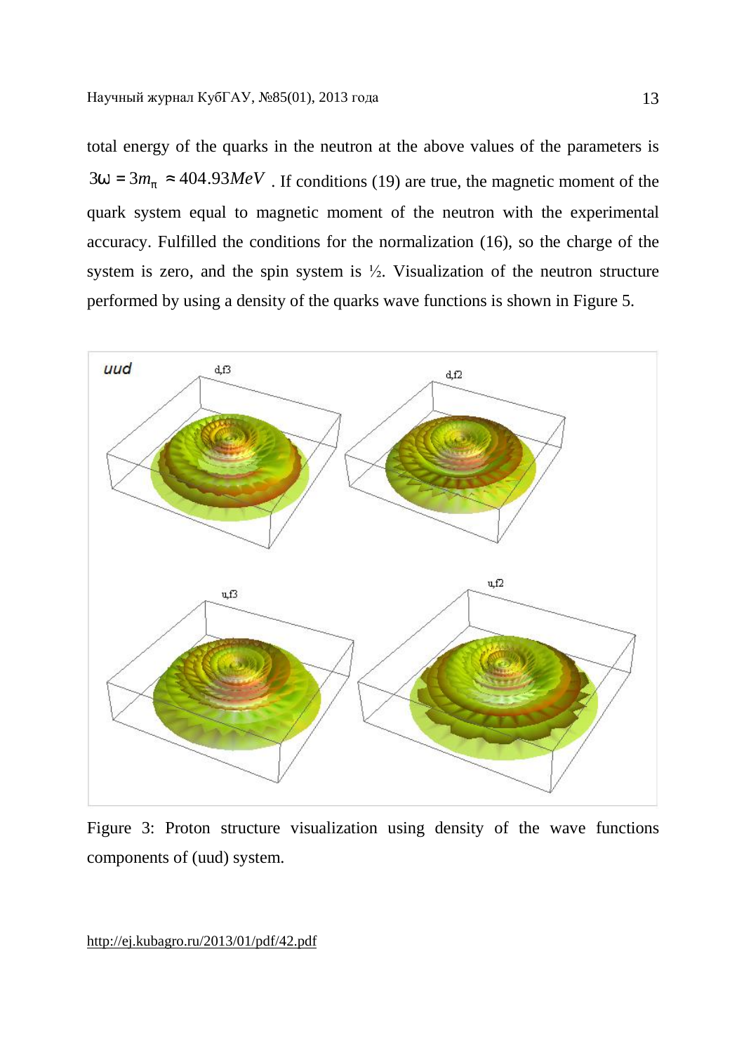total energy of the quarks in the neutron at the above values of the parameters is $3\omega = 3m_\pi \approx 404.93 MeV$ . If conditions (19) are true, the magnetic moment of the quark system equal to magnetic moment of the neutron with the experimental accuracy. Fulfilled the conditions for the normalization (16), so the charge of the system is zero, and the spin system is ½. Visualization of the neutron structure performed by using a density of the quarks wave functions is shown in Figure 5.

Figure 3: Proton structure visualization using density of the wave functions components of (uud) system.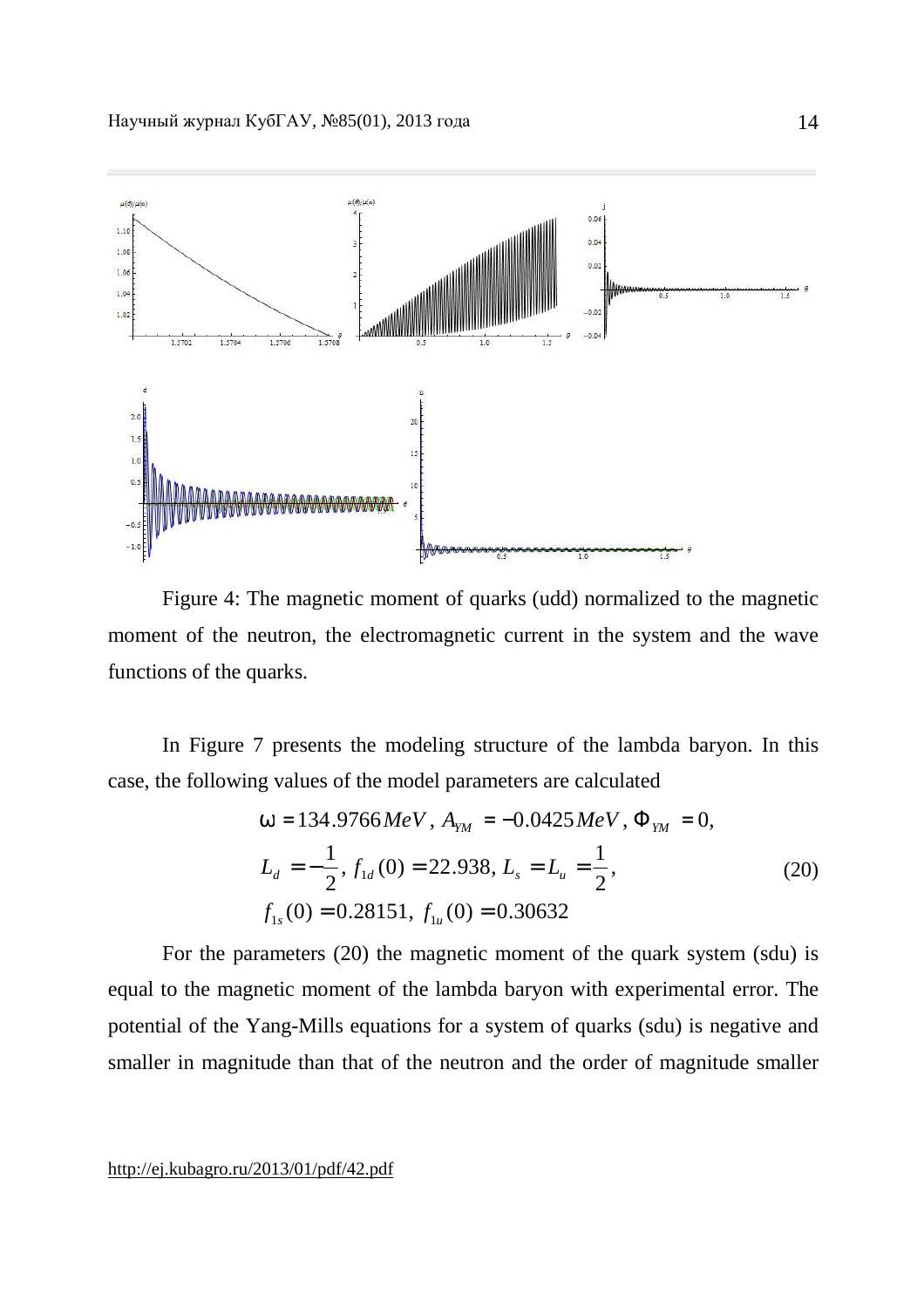Figure 4: The magnetic moment of quarks (udd) normalized to the magnetic moment of the neutron, the electromagnetic current in the system and the wave functions of the quarks.

In Figure 7 presents the modeling structure of the lambda baryon. In this case, the following values of the model parameters are calculated

$$
\begin{aligned}
&\omega = 134.9766\,MeV,\; A_{YM} = -0.0425\,MeV,\; \Phi_{YM} = 0, \\
&L_d = -\frac{1}{2},\; f_{1d}(0) = 22.938,\; L_s = L_u = \frac{1}{2}, \\
&f_{1s}(0) = 0.28151,\; f_{1u}(0) = 0.30632
\end{aligned}
\tag{20}
$$

For the parameters (20) the magnetic moment of the quark system (sdu) is equal to the magnetic moment of the lambda baryon with experimental error. The potential of the Yang-Mills equations for a system of quarks (sdu) is negative and smaller in magnitude than that of the neutron and the order of magnitude smaller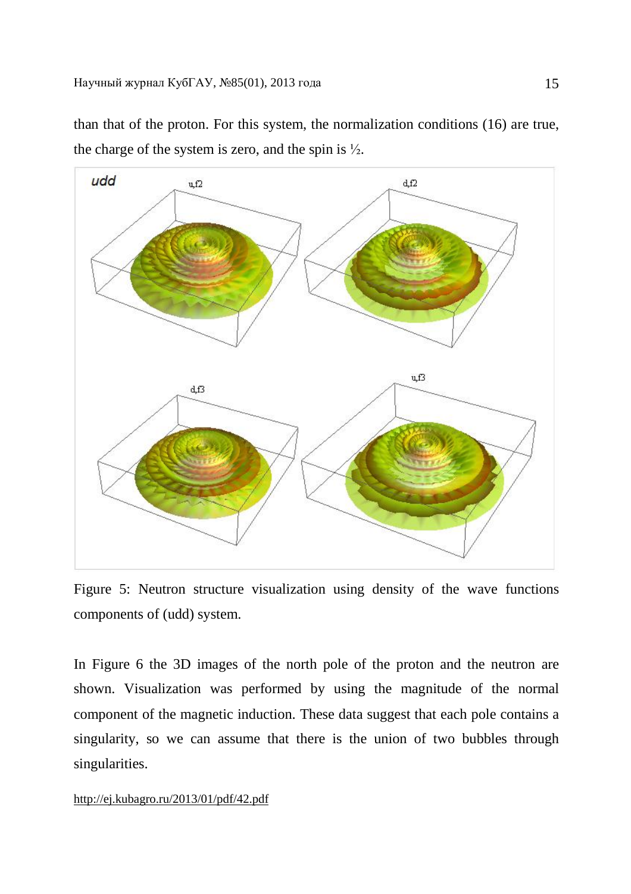than that of the proton. For this system, the normalization conditions (16) are true, the charge of the system is zero, and the spin is ½.

Figure 5: Neutron structure visualization using density of the wave functions components of (udd) system.

In Figure 6 the 3D images of the north pole of the proton and the neutron are shown. Visualization was performed by using the magnitude of the normal component of the magnetic induction. These data suggest that each pole contains a singularity, so we can assume that there is the union of two bubbles through singularities.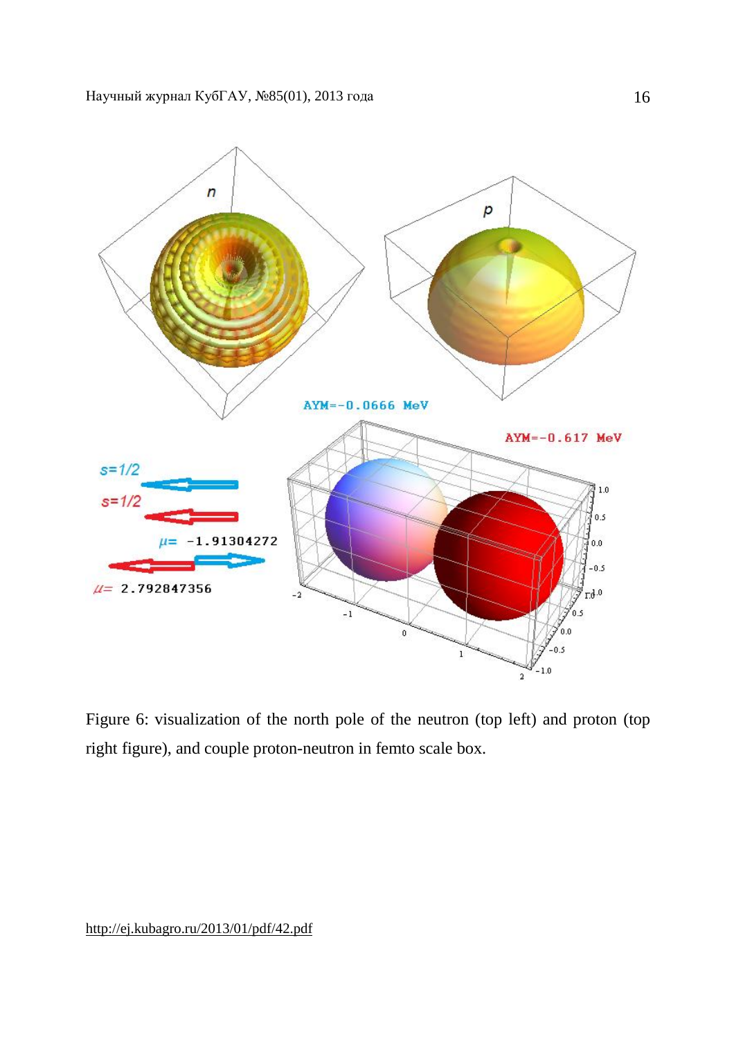Figure 6: visualization of the north pole of the neutron (top left) and proton (top right figure), and couple proton-neutron in femto scale box.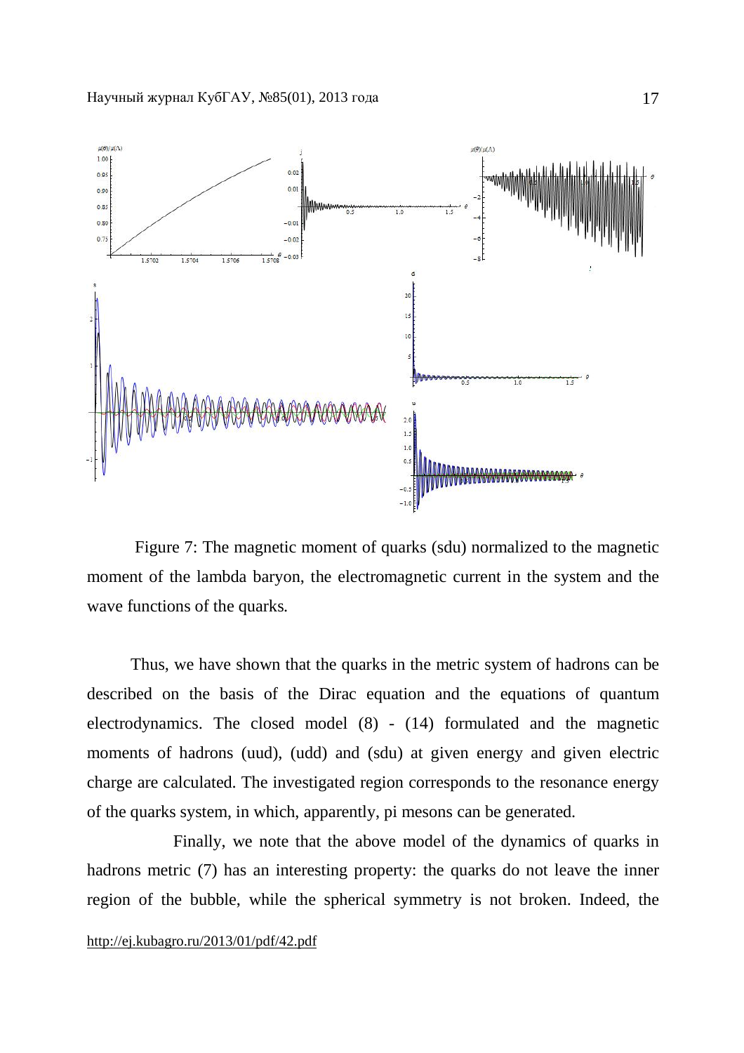Figure 7: The magnetic moment of quarks (sdu) normalized to the magnetic moment of the lambda baryon, the electromagnetic current in the system and the wave functions of the quarks.

Thus, we have shown that the quarks in the metric system of hadrons can be described on the basis of the Dirac equation and the equations of quantum electrodynamics. The closed model (8) - (14) formulated and the magnetic moments of hadrons (uud), (udd) and (sdu) at given energy and given electric charge are calculated. The investigated region corresponds to the resonance energy of the quarks system, in which, apparently, pi mesons can be generated.

Finally, we note that the above model of the dynamics of quarks in hadrons metric (7) has an interesting property: the quarks do not leave the inner region of the bubble, while the spherical symmetry is not broken. Indeed, the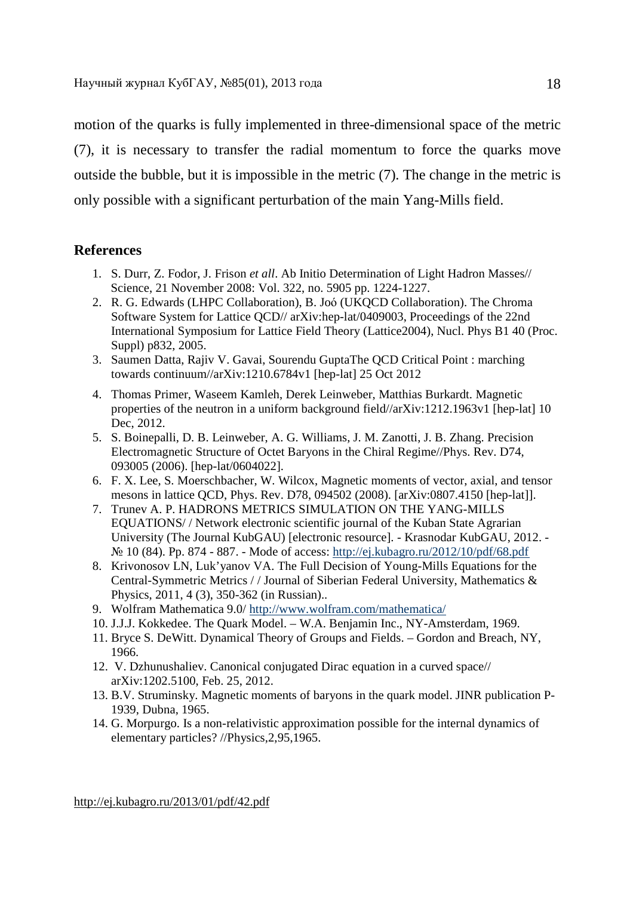motion of the quarks is fully implemented in three-dimensional space of the metric (7), it is necessary to transfer the radial momentum to force the quarks move outside the bubble, but it is impossible in the metric (7). The change in the metric is only possible with a significant perturbation of the main Yang-Mills field.

## References

1. S. Durr, Z. Fodor, J. Frison *et all*. Ab Initio Determination of Light Hadron Masses// Science, 21 November 2008: Vol. 322, no. 5905 pp. 1224-1227.
2. R. G. Edwards (LHPC Collaboration), B. Joó (UKQCD Collaboration). The Chroma Software System for Lattice QCD// arXiv:hep-lat/0409003, Proceedings of the 22nd International Symposium for Lattice Field Theory (Lattice2004), Nucl. Phys B1 40 (Proc. Suppl) p832, 2005.
3. Saumen Datta, Rajiv V. Gavai, Sourendu GuptaThe QCD Critical Point : marching towards continuum//arXiv:1210.6784v1 [hep-lat] 25 Oct 2012
4. Thomas Primer, Waseem Kamleh, Derek Leinweber, Matthias Burkardt. Magnetic properties of the neutron in a uniform background field//arXiv:1212.1963v1 [hep-lat] 10 Dec, 2012.
5. S. Boinepalli, D. B. Leinweber, A. G. Williams, J. M. Zanotti, J. B. Zhang. Precision Electromagnetic Structure of Octet Baryons in the Chiral Regime//Phys. Rev. D74, 093005 (2006). [hep-lat/0604022].
6. F. X. Lee, S. Moerschbacher, W. Wilcox, Magnetic moments of vector, axial, and tensor mesons in lattice QCD, Phys. Rev. D78, 094502 (2008). [arXiv:0807.4150 [hep-lat]].
7. Trunev A. P. HADRONS METRICS SIMULATION ON THE YANG-MILLS EQUATIONS/ / Network electronic scientific journal of the Kuban State Agrarian University (The Journal KubGAU) [electronic resource]. - Krasnodar KubGAU, 2012. - № 10 (84). Pp. 874 - 887. - Mode of access: http://ej.kubagro.ru/2012/10/pdf/68.pdf
8. Krivonosov LN, Luk'yanov VA. The Full Decision of Young-Mills Equations for the Central-Symmetric Metrics / / Journal of Siberian Federal University, Mathematics & Physics, 2011, 4 (3), 350-362 (in Russian)..
9. Wolfram Mathematica 9.0/ http://www.wolfram.com/mathematica/
10. J.J.J. Kokkedee. The Quark Model. – W.A. Benjamin Inc., NY-Amsterdam, 1969.
11. Bryce S. DeWitt. Dynamical Theory of Groups and Fields. – Gordon and Breach, NY, 1966.
12. V. Dzhunushaliev. Canonical conjugated Dirac equation in a curved space// arXiv:1202.5100, Feb. 25, 2012.
13. B.V. Struminsky. Magnetic moments of baryons in the quark model. JINR publication P-1939, Dubna, 1965.
14. G. Morpurgo. Is a non-relativistic approximation possible for the internal dynamics of elementary particles? //Physics,2,95,1965.